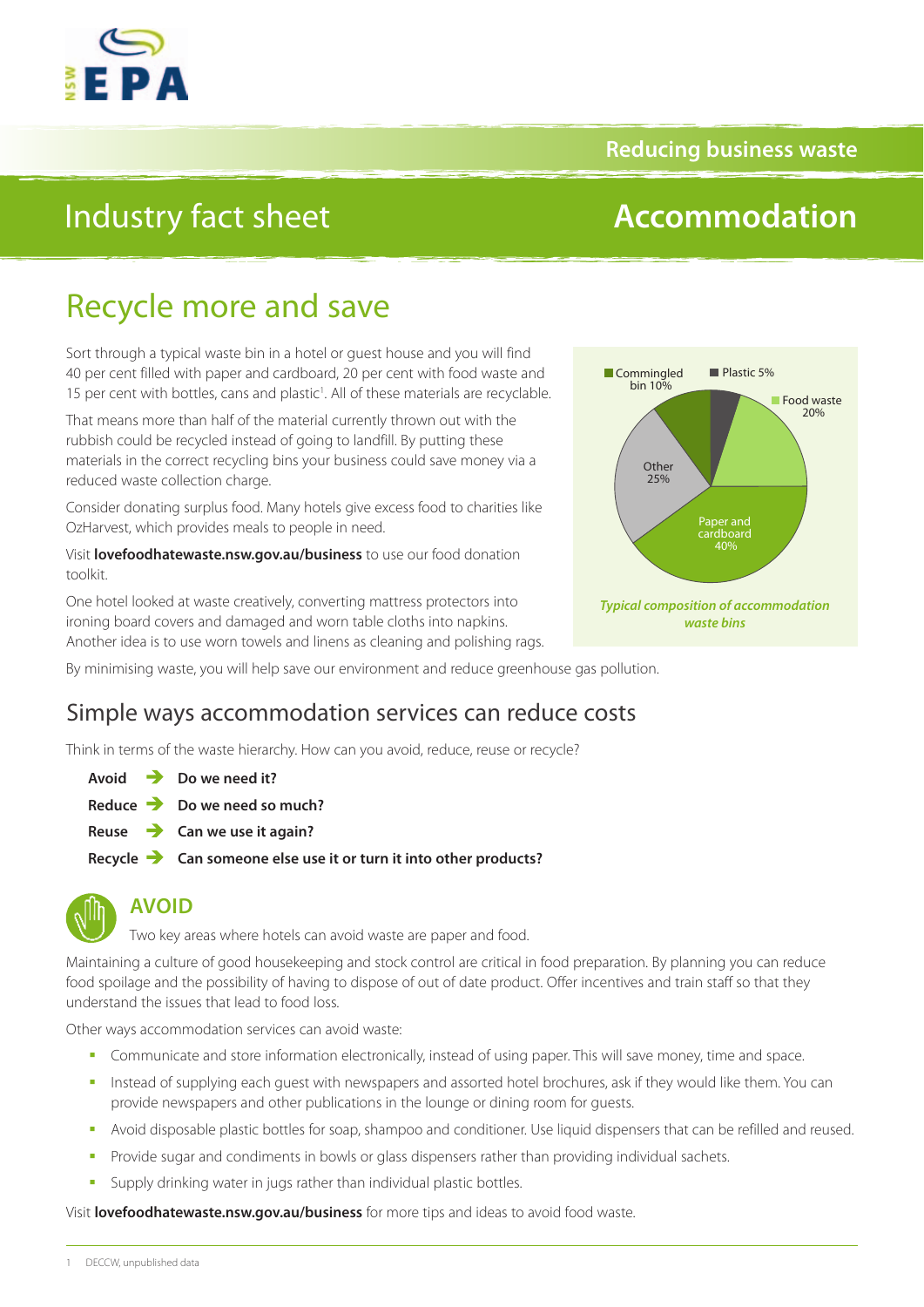Reducing business waste

Industry fact sheet

# Accommodation

## Recycle more and save

Sort through a typical waste bin in a hotel or guest house and you will find 40 per cent filled with paper and cardboard, 20 per cent with food waste and 15 per cent with bottles, cans and plastic[1]. All of these materials are recyclable.

That means more than half of the material currently thrown out with the rubbish could be recycled instead of going to landfill. By putting these materials in the correct recycling bins your business could save money via a reduced waste collection charge.

Consider donating surplus food. Many hotels give excess food to charities like OzHarvest, which provides meals to people in need.

Visit **lovefoodhatewaste.nsw.gov.au/business** to use our food donation toolkit.

One hotel looked at waste creatively, converting mattress protectors into ironing board covers and damaged and worn table cloths into napkins. Another idea is to use worn towels and linens as cleaning and polishing rags.

Commingled bin 10%, Plastic 5%, Food waste 20%, Other 25%, Paper and cardboard 40%

*Typical composition of accommodation waste bins*

By minimising waste, you will help save our environment and reduce greenhouse gas pollution.

## Simple ways accommodation services can reduce costs

Think in terms of the waste hierarchy. How can you avoid, reduce, reuse or recycle?

**Avoid** ➔ **Do we need it?**

**Reduce** ➔ **Do we need so much?**

**Reuse** ➔ **Can we use it again?**

**Recycle** ➔ **Can someone else use it or turn it into other products?**

### AVOID

Two key areas where hotels can avoid waste are paper and food.

Maintaining a culture of good housekeeping and stock control are critical in food preparation. By planning you can reduce food spoilage and the possibility of having to dispose of out of date product. Offer incentives and train staff so that they understand the issues that lead to food loss.

Other ways accommodation services can avoid waste:

- Communicate and store information electronically, instead of using paper. This will save money, time and space.
- Instead of supplying each guest with newspapers and assorted hotel brochures, ask if they would like them. You can provide newspapers and other publications in the lounge or dining room for guests.
- Avoid disposable plastic bottles for soap, shampoo and conditioner. Use liquid dispensers that can be refilled and reused.
- Provide sugar and condiments in bowls or glass dispensers rather than providing individual sachets.
- Supply drinking water in jugs rather than individual plastic bottles.

Visit **lovefoodhatewaste.nsw.gov.au/business** for more tips and ideas to avoid food waste.

1 DECCW, unpublished data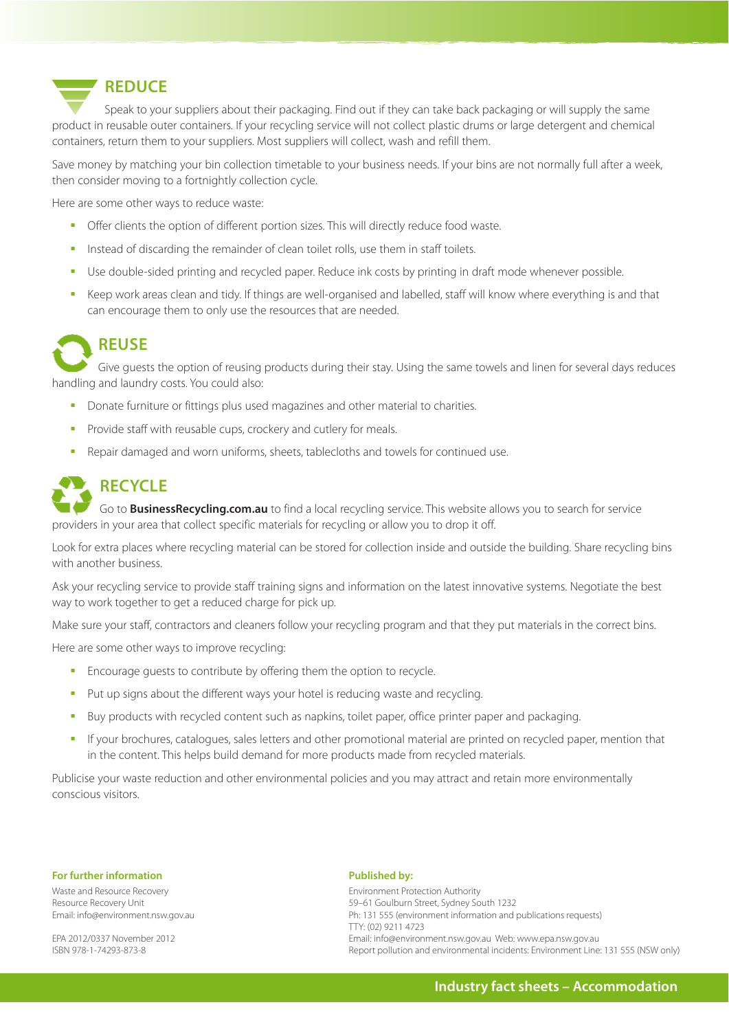## REDUCE

Speak to your suppliers about their packaging. Find out if they can take back packaging or will supply the same product in reusable outer containers. If your recycling service will not collect plastic drums or large detergent and chemical containers, return them to your suppliers. Most suppliers will collect, wash and refill them.

Save money by matching your bin collection timetable to your business needs. If your bins are not normally full after a week, then consider moving to a fortnightly collection cycle.

Here are some other ways to reduce waste:

- Offer clients the option of different portion sizes. This will directly reduce food waste.
- Instead of discarding the remainder of clean toilet rolls, use them in staff toilets.
- Use double-sided printing and recycled paper. Reduce ink costs by printing in draft mode whenever possible.
- Keep work areas clean and tidy. If things are well-organised and labelled, staff will know where everything is and that can encourage them to only use the resources that are needed.

## REUSE

Give guests the option of reusing products during their stay. Using the same towels and linen for several days reduces handling and laundry costs. You could also:

- Donate furniture or fittings plus used magazines and other material to charities.
- Provide staff with reusable cups, crockery and cutlery for meals.
- Repair damaged and worn uniforms, sheets, tablecloths and towels for continued use.

## RECYCLE

Go to **BusinessRecycling.com.au** to find a local recycling service. This website allows you to search for service providers in your area that collect specific materials for recycling or allow you to drop it off.

Look for extra places where recycling material can be stored for collection inside and outside the building. Share recycling bins with another business.

Ask your recycling service to provide staff training signs and information on the latest innovative systems. Negotiate the best way to work together to get a reduced charge for pick up.

Make sure your staff, contractors and cleaners follow your recycling program and that they put materials in the correct bins.

Here are some other ways to improve recycling:

- Encourage guests to contribute by offering them the option to recycle.
- Put up signs about the different ways your hotel is reducing waste and recycling.
- Buy products with recycled content such as napkins, toilet paper, office printer paper and packaging.
- If your brochures, catalogues, sales letters and other promotional material are printed on recycled paper, mention that in the content. This helps build demand for more products made from recycled materials.

Publicise your waste reduction and other environmental policies and you may attract and retain more environmentally conscious visitors.

**For further information**

Waste and Resource Recovery
Resource Recovery Unit
Email: info@environment.nsw.gov.au

EPA 2012/0337 November 2012
ISBN 978-1-74293-873-8

**Published by:**

Environment Protection Authority
59–61 Goulburn Street, Sydney South 1232
Ph: 131 555 (environment information and publications requests)
TTY: (02) 9211 4723
Email: info@environment.nsw.gov.au Web: www.epa.nsw.gov.au
Report pollution and environmental incidents: Environment Line: 131 555 (NSW only)